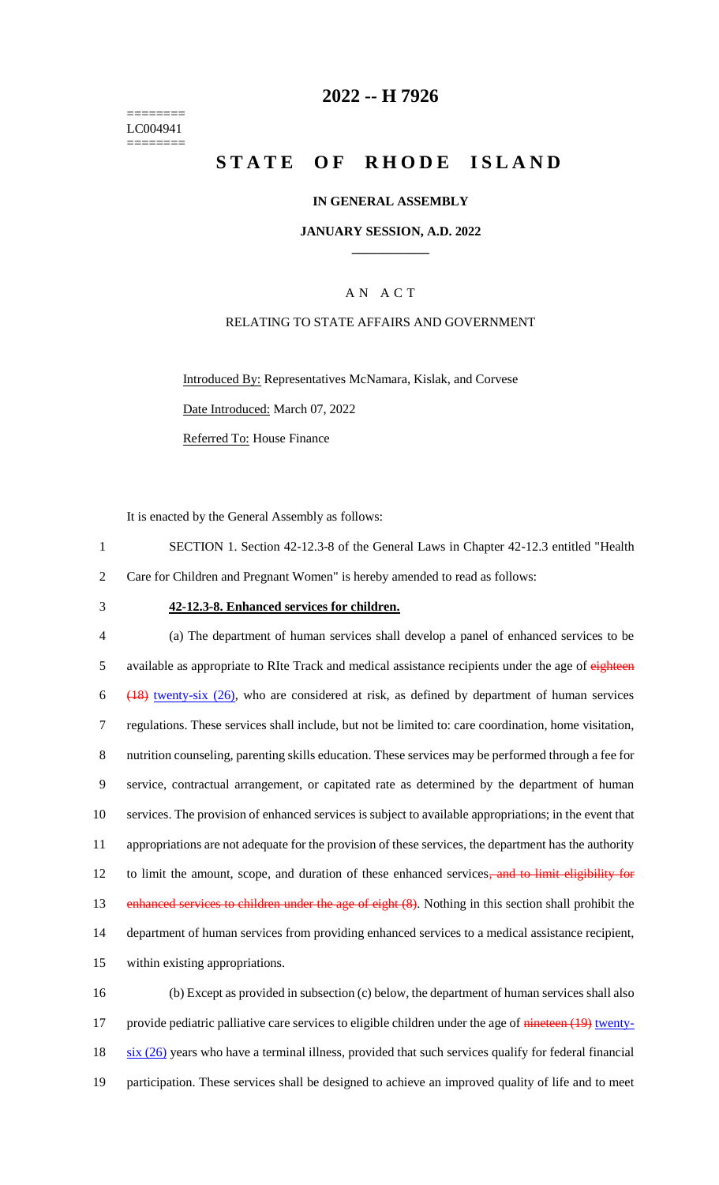========
LC004941
========

# 2022 -- H 7926

# STATE OF RHODE ISLAND

## IN GENERAL ASSEMBLY

### JANUARY SESSION, A.D. 2022

AN ACT

RELATING TO STATE AFFAIRS AND GOVERNMENT

Introduced By: Representatives McNamara, Kislak, and Corvese

Date Introduced: March 07, 2022

Referred To: House Finance

It is enacted by the General Assembly as follows:

1 SECTION 1. Section 42-12.3-8 of the General Laws in Chapter 42-12.3 entitled "Health
2 Care for Children and Pregnant Women" is hereby amended to read as follows:

3 **42-12.3-8. Enhanced services for children.**

4 (a) The department of human services shall develop a panel of enhanced services to be
5 available as appropriate to RIte Track and medical assistance recipients under the age of ~~eighteen~~
6 ~~(18)~~ twenty-six (26), who are considered at risk, as defined by department of human services
7 regulations. These services shall include, but not be limited to: care coordination, home visitation,
8 nutrition counseling, parenting skills education. These services may be performed through a fee for
9 service, contractual arrangement, or capitated rate as determined by the department of human
10 services. The provision of enhanced services is subject to available appropriations; in the event that
11 appropriations are not adequate for the provision of these services, the department has the authority
12 to limit the amount, scope, and duration of these enhanced services~~, and to limit eligibility for~~
13 ~~enhanced services to children under the age of eight (8)~~. Nothing in this section shall prohibit the
14 department of human services from providing enhanced services to a medical assistance recipient,
15 within existing appropriations.

16 (b) Except as provided in subsection (c) below, the department of human services shall also
17 provide pediatric palliative care services to eligible children under the age of ~~nineteen (19)~~ twenty-
18 six (26) years who have a terminal illness, provided that such services qualify for federal financial
19 participation. These services shall be designed to achieve an improved quality of life and to meet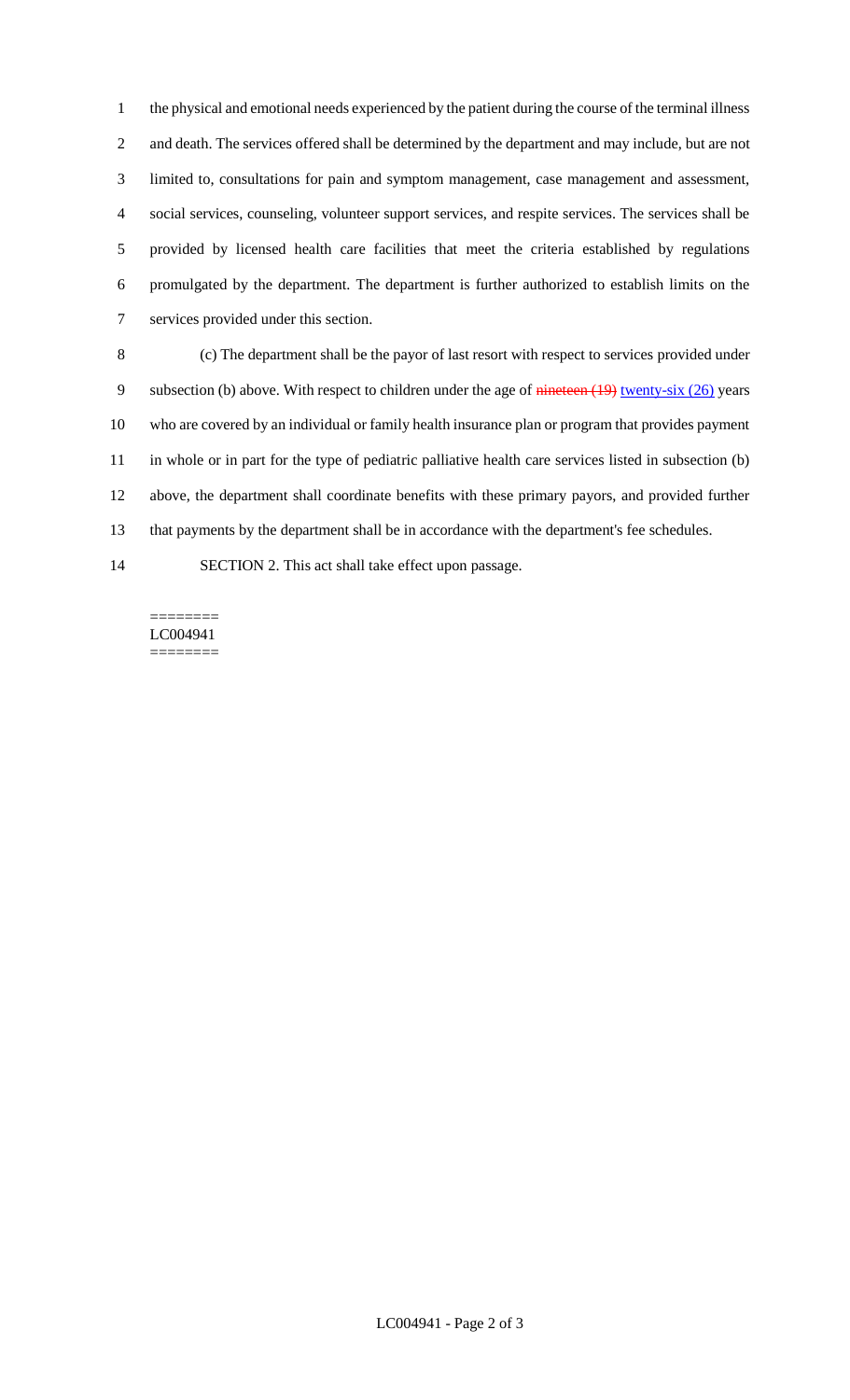the physical and emotional needs experienced by the patient during the course of the terminal illness and death. The services offered shall be determined by the department and may include, but are not limited to, consultations for pain and symptom management, case management and assessment, social services, counseling, volunteer support services, and respite services. The services shall be provided by licensed health care facilities that meet the criteria established by regulations promulgated by the department. The department is further authorized to establish limits on the services provided under this section.

(c) The department shall be the payor of last resort with respect to services provided under subsection (b) above. With respect to children under the age of ~~nineteen (19)~~ twenty-six (26) years who are covered by an individual or family health insurance plan or program that provides payment in whole or in part for the type of pediatric palliative health care services listed in subsection (b) above, the department shall coordinate benefits with these primary payors, and provided further that payments by the department shall be in accordance with the department's fee schedules.

SECTION 2. This act shall take effect upon passage.

========
LC004941
========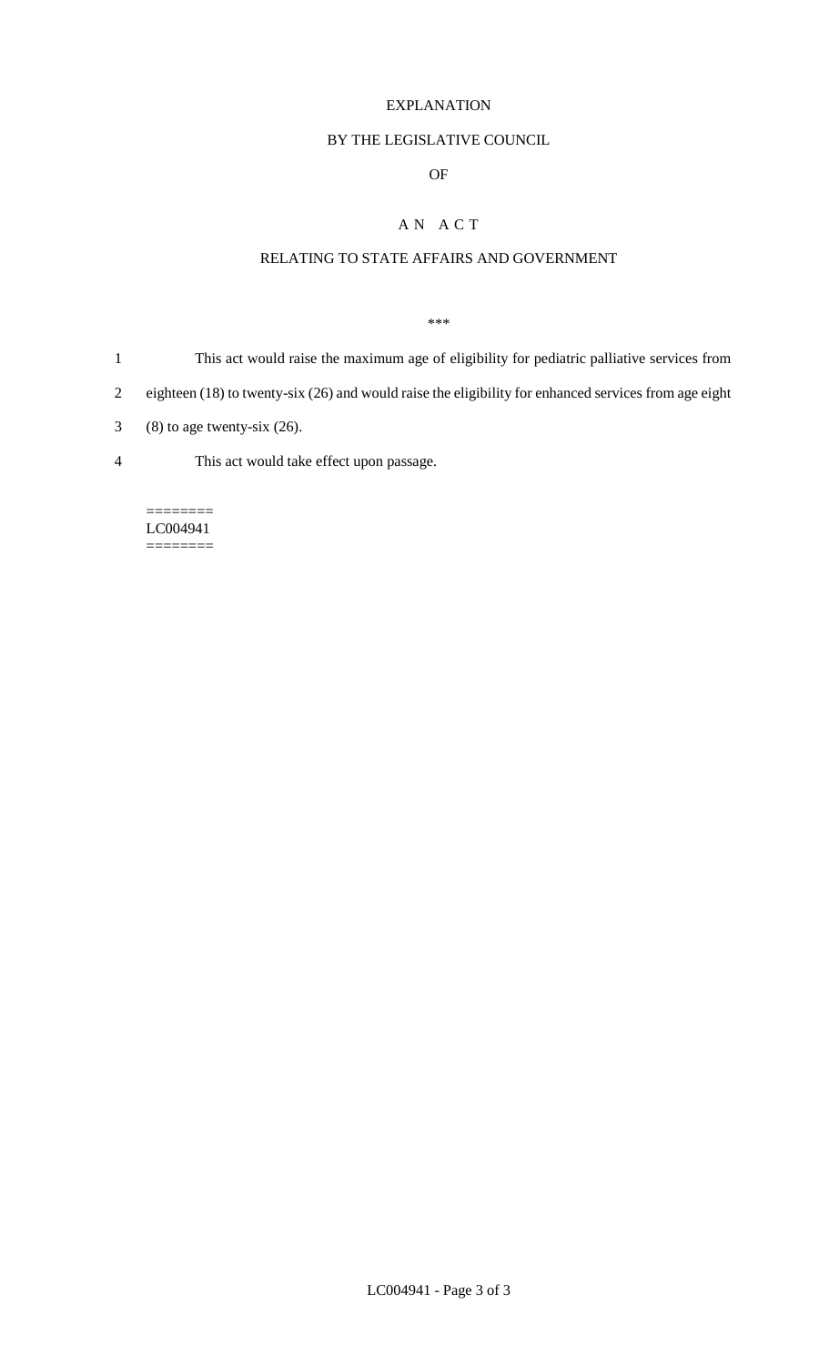EXPLANATION

BY THE LEGISLATIVE COUNCIL

OF

A N A C T

RELATING TO STATE AFFAIRS AND GOVERNMENT

\*\*\*

1 This act would raise the maximum age of eligibility for pediatric palliative services from
2 eighteen (18) to twenty-six (26) and would raise the eligibility for enhanced services from age eight
3 (8) to age twenty-six (26).
4 This act would take effect upon passage.

========
LC004941
========